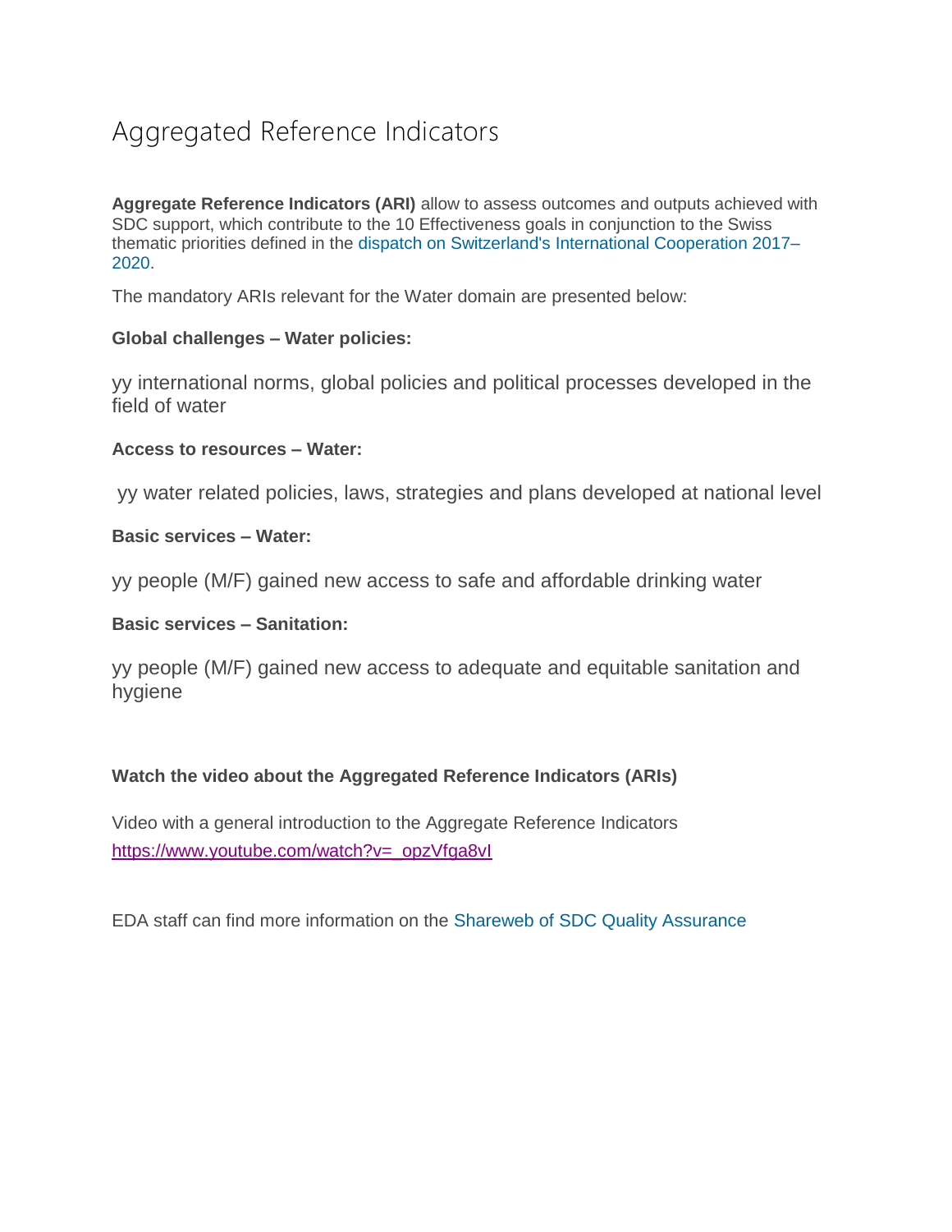# Aggregated Reference Indicators

**Aggregate Reference Indicators (ARI)** allow to assess outcomes and outputs achieved with SDC support, which contribute to the 10 Effectiveness goals in conjunction to the Swiss thematic priorities defined in the dispatch on Switzerland's International Cooperation 2017–2020.

The mandatory ARIs relevant for the Water domain are presented below:

**Global challenges – Water policies:**

yy international norms, global policies and political processes developed in the field of water

**Access to resources – Water:**

yy water related policies, laws, strategies and plans developed at national level

**Basic services – Water:**

yy people (M/F) gained new access to safe and affordable drinking water

**Basic services – Sanitation:**

yy people (M/F) gained new access to adequate and equitable sanitation and hygiene

**Watch the video about the Aggregated Reference Indicators (ARIs)**

Video with a general introduction to the Aggregate Reference Indicators
https://www.youtube.com/watch?v=_opzVfqa8vI

EDA staff can find more information on the Shareweb of SDC Quality Assurance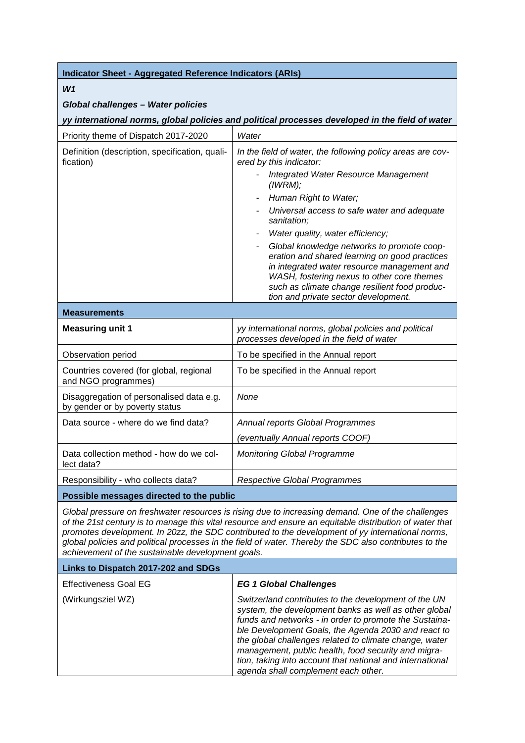| **Indicator Sheet - Aggregated Reference Indicators (ARIs)** | |
|---|---|
| ***W1*** | |
| ***Global challenges – Water policies*** | |
| ***yy international norms, global policies and political processes developed in the field of water*** | |
| Priority theme of Dispatch 2017-2020 | *Water* |
| Definition (description, specification, qualification) | *In the field of water, the following policy areas are covered by this indicator:*<br>- *Integrated Water Resource Management (IWRM);*<br>- *Human Right to Water;*<br>- *Universal access to safe water and adequate sanitation;*<br>- *Water quality, water efficiency;*<br>- *Global knowledge networks to promote cooperation and shared learning on good practices in integrated water resource management and WASH, fostering nexus to other core themes such as climate change resilient food production and private sector development.* |
| **Measurements** | |
| **Measuring unit 1** | *yy international norms, global policies and political processes developed in the field of water* |
| Observation period | To be specified in the Annual report |
| Countries covered (for global, regional and NGO programmes) | To be specified in the Annual report |
| Disaggregation of personalised data e.g. by gender or by poverty status | *None* |
| Data source - where do we find data? | *Annual reports Global Programmes*<br>*(eventually Annual reports COOF)* |
| Data collection method - how do we collect data? | *Monitoring Global Programme* |
| Responsibility - who collects data? | *Respective Global Programmes* |
| **Possible messages directed to the public** | |
| *Global pressure on freshwater resources is rising due to increasing demand. One of the challenges of the 21st century is to manage this vital resource and ensure an equitable distribution of water that promotes development. In 20zz, the SDC contributed to the development of yy international norms, global policies and political processes in the field of water. Thereby the SDC also contributes to the achievement of the sustainable development goals.* | |
| **Links to Dispatch 2017-202 and SDGs** | |
| Effectiveness Goal EG<br>(Wirkungsziel WZ) | ***EG 1 Global Challenges***<br>*Switzerland contributes to the development of the UN system, the development banks as well as other global funds and networks - in order to promote the Sustainable Development Goals, the Agenda 2030 and react to the global challenges related to climate change, water management, public health, food security and migration, taking into account that national and international agenda shall complement each other.* |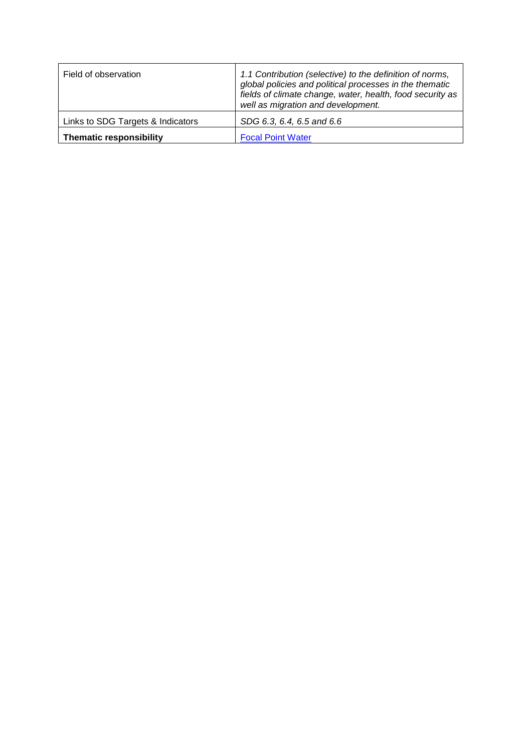| Field of observation | *1.1 Contribution (selective) to the definition of norms, global policies and political processes in the thematic fields of climate change, water, health, food security as well as migration and development.* |
| --- | --- |
| Links to SDG Targets & Indicators | *SDG 6.3, 6.4, 6.5 and 6.6* |
| **Thematic responsibility** | [Focal Point Water] |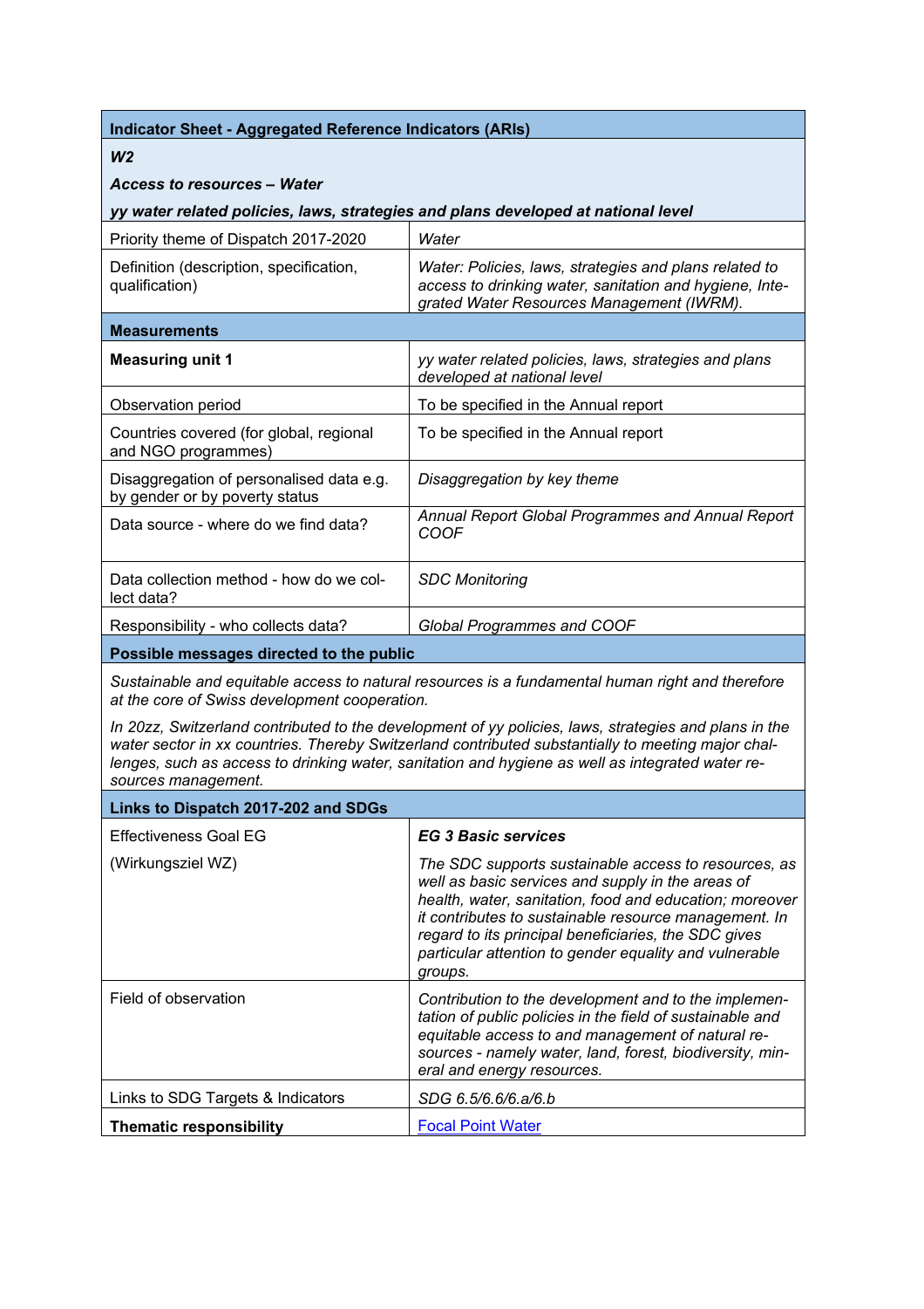| Indicator Sheet - Aggregated Reference Indicators (ARIs) | |
|---|---|
| ***W2*** <br> ***Access to resources – Water*** <br> ***yy water related policies, laws, strategies and plans developed at national level*** | |
| Priority theme of Dispatch 2017-2020 | *Water* |
| Definition (description, specification, qualification) | *Water: Policies, laws, strategies and plans related to access to drinking water, sanitation and hygiene, Integrated Water Resources Management (IWRM).* |
| **Measurements** | |
| **Measuring unit 1** | *yy water related policies, laws, strategies and plans developed at national level* |
| Observation period | To be specified in the Annual report |
| Countries covered (for global, regional and NGO programmes) | To be specified in the Annual report |
| Disaggregation of personalised data e.g. by gender or by poverty status | *Disaggregation by key theme* |
| Data source - where do we find data? | *Annual Report Global Programmes and Annual Report COOF* |
| Data collection method - how do we collect data? | *SDC Monitoring* |
| Responsibility - who collects data? | *Global Programmes and COOF* |
| **Possible messages directed to the public** | |
| *Sustainable and equitable access to natural resources is a fundamental human right and therefore at the core of Swiss development cooperation.* <br> *In 20zz, Switzerland contributed to the development of yy policies, laws, strategies and plans in the water sector in xx countries. Thereby Switzerland contributed substantially to meeting major challenges, such as access to drinking water, sanitation and hygiene as well as integrated water resources management.* | |
| **Links to Dispatch 2017-202 and SDGs** | |
| Effectiveness Goal EG <br> (Wirkungsziel WZ) | ***EG 3 Basic services*** <br> *The SDC supports sustainable access to resources, as well as basic services and supply in the areas of health, water, sanitation, food and education; moreover it contributes to sustainable resource management. In regard to its principal beneficiaries, the SDC gives particular attention to gender equality and vulnerable groups.* |
| Field of observation | *Contribution to the development and to the implementation of public policies in the field of sustainable and equitable access to and management of natural resources - namely water, land, forest, biodiversity, mineral and energy resources.* |
| Links to SDG Targets & Indicators | *SDG 6.5/6.6/6.a/6.b* |
| **Thematic responsibility** | Focal Point Water |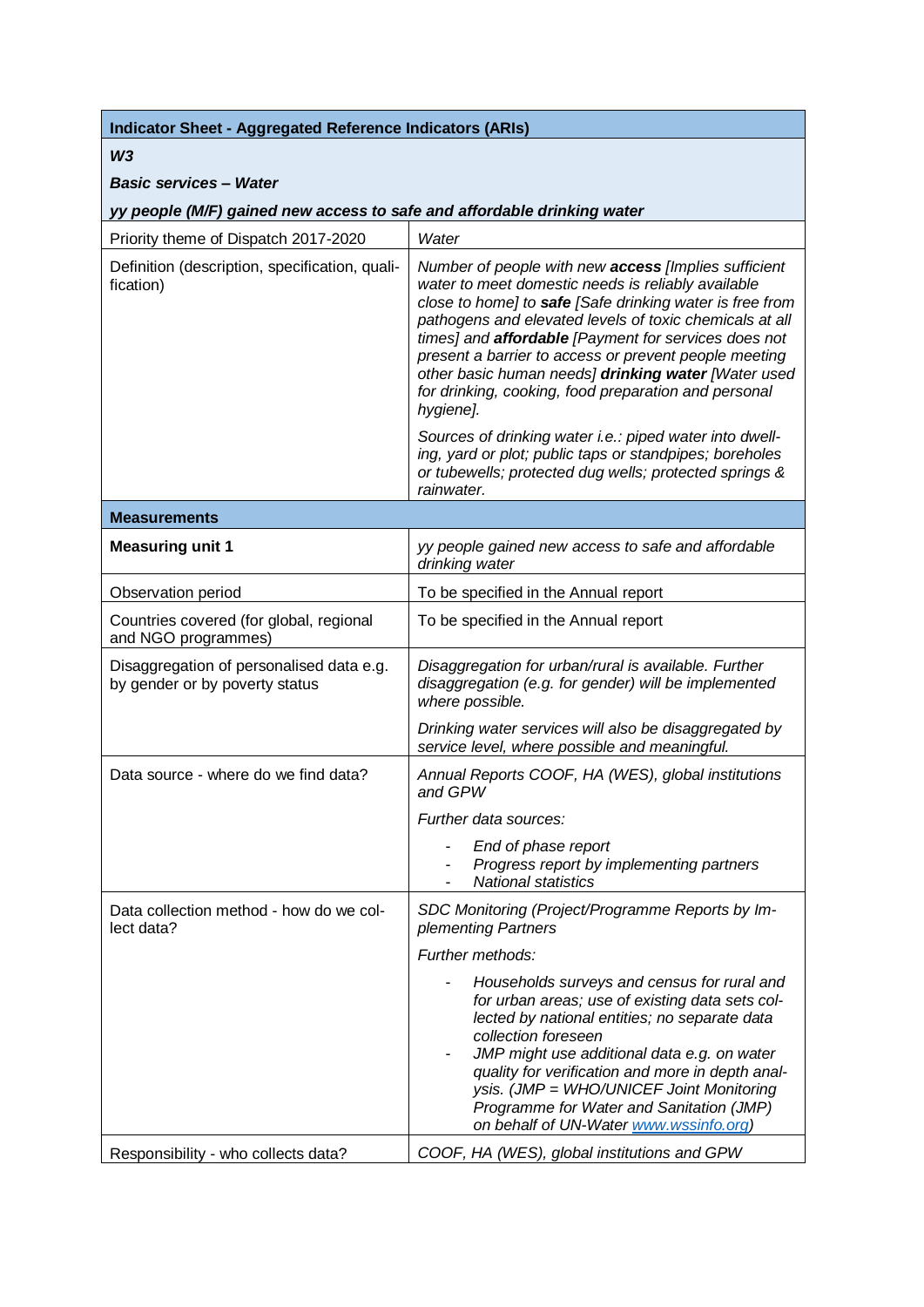| **Indicator Sheet - Aggregated Reference Indicators (ARIs)** | |
|---|---|
| ***W3*** ***Basic services – Water*** ***yy people (M/F) gained new access to safe and affordable drinking water*** | |
| Priority theme of Dispatch 2017-2020 | *Water* |
| Definition (description, specification, qualification) | *Number of people with new* ***access*** *[Implies sufficient water to meet domestic needs is reliably available close to home] to* ***safe*** *[Safe drinking water is free from pathogens and elevated levels of toxic chemicals at all times] and* ***affordable*** *[Payment for services does not present a barrier to access or prevent people meeting other basic human needs]* ***drinking water*** *[Water used for drinking, cooking, food preparation and personal hygiene].* <br><br> *Sources of drinking water i.e.: piped water into dwelling, yard or plot; public taps or standpipes; boreholes or tubewells; protected dug wells; protected springs & rainwater.* |
| **Measurements** | |
| **Measuring unit 1** | *yy people gained new access to safe and affordable drinking water* |
| Observation period | To be specified in the Annual report |
| Countries covered (for global, regional and NGO programmes) | To be specified in the Annual report |
| Disaggregation of personalised data e.g. by gender or by poverty status | *Disaggregation for urban/rural is available. Further disaggregation (e.g. for gender) will be implemented where possible.* <br><br> *Drinking water services will also be disaggregated by service level, where possible and meaningful.* |
| Data source - where do we find data? | *Annual Reports COOF, HA (WES), global institutions and GPW* <br><br> *Further data sources:* <br> - *End of phase report* <br> - *Progress report by implementing partners* <br> - *National statistics* |
| Data collection method - how do we collect data? | *SDC Monitoring (Project/Programme Reports by Implementing Partners* <br><br> *Further methods:* <br> - *Households surveys and census for rural and for urban areas; use of existing data sets collected by national entities; no separate data collection foreseen* <br> - *JMP might use additional data e.g. on water quality for verification and more in depth analysis. (JMP = WHO/UNICEF Joint Monitoring Programme for Water and Sanitation (JMP) on behalf of UN-Water www.wssinfo.org)* |
| Responsibility - who collects data? | *COOF, HA (WES), global institutions and GPW* |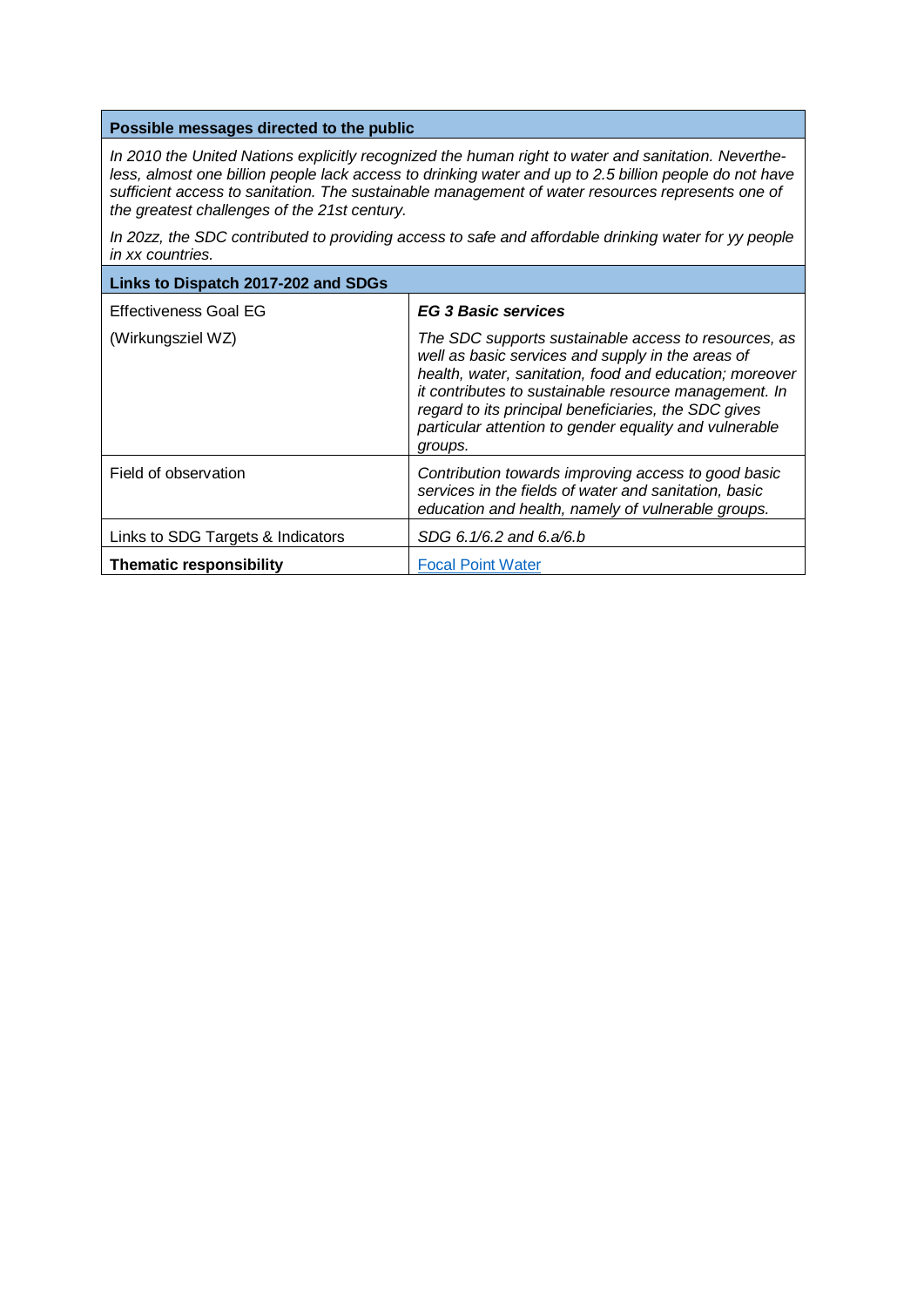| **Possible messages directed to the public** | |
|---|---|
| *In 2010 the United Nations explicitly recognized the human right to water and sanitation. Nevertheless, almost one billion people lack access to drinking water and up to 2.5 billion people do not have sufficient access to sanitation. The sustainable management of water resources represents one of the greatest challenges of the 21st century.*<br><br>*In 20zz, the SDC contributed to providing access to safe and affordable drinking water for yy people in xx countries.* | |
| **Links to Dispatch 2017-202 and SDGs** | |
| Effectiveness Goal EG<br><br>(Wirkungsziel WZ) | ***EG 3 Basic services***<br><br>*The SDC supports sustainable access to resources, as well as basic services and supply in the areas of health, water, sanitation, food and education; moreover it contributes to sustainable resource management. In regard to its principal beneficiaries, the SDC gives particular attention to gender equality and vulnerable groups.* |
| Field of observation | *Contribution towards improving access to good basic services in the fields of water and sanitation, basic education and health, namely of vulnerable groups.* |
| Links to SDG Targets & Indicators | *SDG 6.1/6.2 and 6.a/6.b* |
| **Thematic responsibility** | Focal Point Water |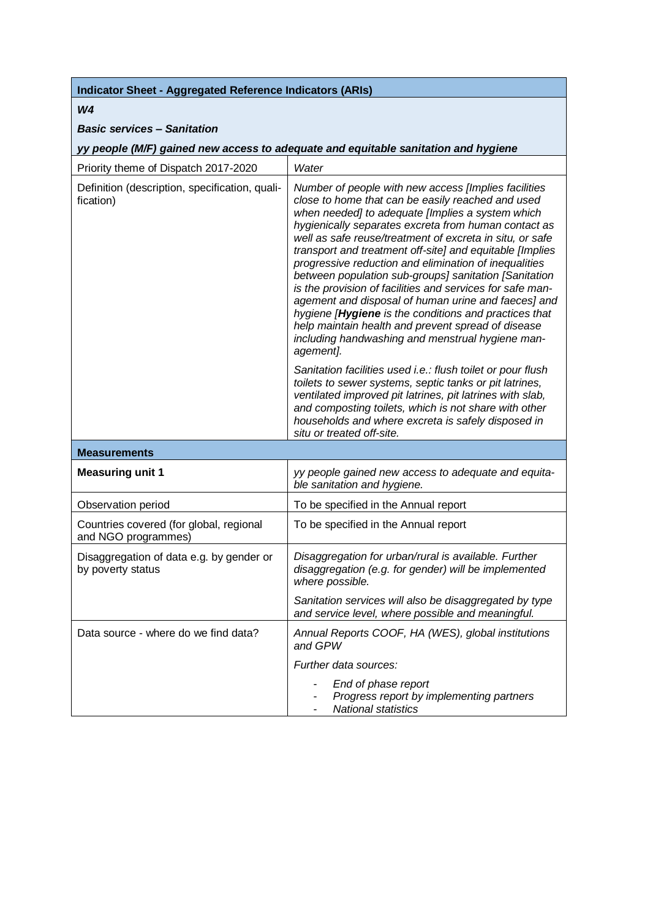| **Indicator Sheet - Aggregated Reference Indicators (ARIs)** | |
|---|---|
| ***W4*** | |
| ***Basic services – Sanitation*** | |
| ***yy people (M/F) gained new access to adequate and equitable sanitation and hygiene*** | |
| Priority theme of Dispatch 2017-2020 | *Water* |
| Definition (description, specification, qualification) | *Number of people with new access [Implies facilities close to home that can be easily reached and used when needed] to adequate [Implies a system which hygienically separates excreta from human contact as well as safe reuse/treatment of excreta in situ, or safe transport and treatment off-site] and equitable [Implies progressive reduction and elimination of inequalities between population sub-groups] sanitation [Sanitation is the provision of facilities and services for safe management and disposal of human urine and faeces] and hygiene [**Hygiene** is the conditions and practices that help maintain health and prevent spread of disease including handwashing and menstrual hygiene management].*<br><br>*Sanitation facilities used i.e.: flush toilet or pour flush toilets to sewer systems, septic tanks or pit latrines, ventilated improved pit latrines, pit latrines with slab, and composting toilets, which is not share with other households and where excreta is safely disposed in situ or treated off-site.* |
| **Measurements** | |
| **Measuring unit 1** | *yy people gained new access to adequate and equitable sanitation and hygiene.* |
| Observation period | To be specified in the Annual report |
| Countries covered (for global, regional and NGO programmes) | To be specified in the Annual report |
| Disaggregation of data e.g. by gender or by poverty status | *Disaggregation for urban/rural is available. Further disaggregation (e.g. for gender) will be implemented where possible.*<br><br>*Sanitation services will also be disaggregated by type and service level, where possible and meaningful.* |
| Data source - where do we find data? | *Annual Reports COOF, HA (WES), global institutions and GPW*<br><br>*Further data sources:*<br>- *End of phase report*<br>- *Progress report by implementing partners*<br>- *National statistics* |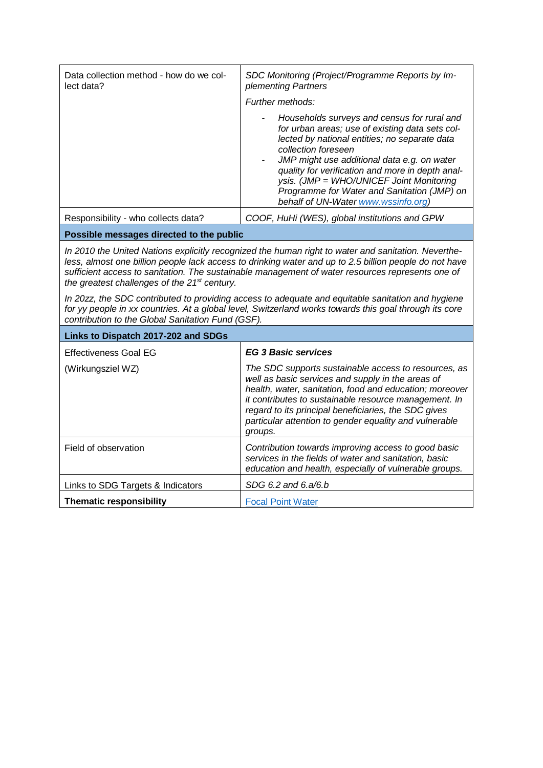| | |
|---|---|
| Data collection method - how do we collect data? | *SDC Monitoring (Project/Programme Reports by Implementing Partners*<br>*Further methods:*<br>- *Households surveys and census for rural and for urban areas; use of existing data sets collected by national entities; no separate data collection foreseen*<br>- *JMP might use additional data e.g. on water quality for verification and more in depth analysis. (JMP = WHO/UNICEF Joint Monitoring Programme for Water and Sanitation (JMP) on behalf of UN-Water [www.wssinfo.org](www.wssinfo.org))* |
| Responsibility - who collects data? | *COOF, HuHi (WES), global institutions and GPW* |
| **Possible messages directed to the public** | |
| *In 2010 the United Nations explicitly recognized the human right to water and sanitation. Nevertheless, almost one billion people lack access to drinking water and up to 2.5 billion people do not have sufficient access to sanitation. The sustainable management of water resources represents one of the greatest challenges of the 21st century.*<br>*In 20zz, the SDC contributed to providing access to adequate and equitable sanitation and hygiene for yy people in xx countries. At a global level, Switzerland works towards this goal through its core contribution to the Global Sanitation Fund (GSF).* | |
| **Links to Dispatch 2017-202 and SDGs** | |
| Effectiveness Goal EG<br>(Wirkungsziel WZ) | ***EG 3 Basic services***<br>*The SDC supports sustainable access to resources, as well as basic services and supply in the areas of health, water, sanitation, food and education; moreover it contributes to sustainable resource management. In regard to its principal beneficiaries, the SDC gives particular attention to gender equality and vulnerable groups.* |
| Field of observation | *Contribution towards improving access to good basic services in the fields of water and sanitation, basic education and health, especially of vulnerable groups.* |
| Links to SDG Targets & Indicators | *SDG 6.2 and 6.a/6.b* |
| **Thematic responsibility** | Focal Point Water |